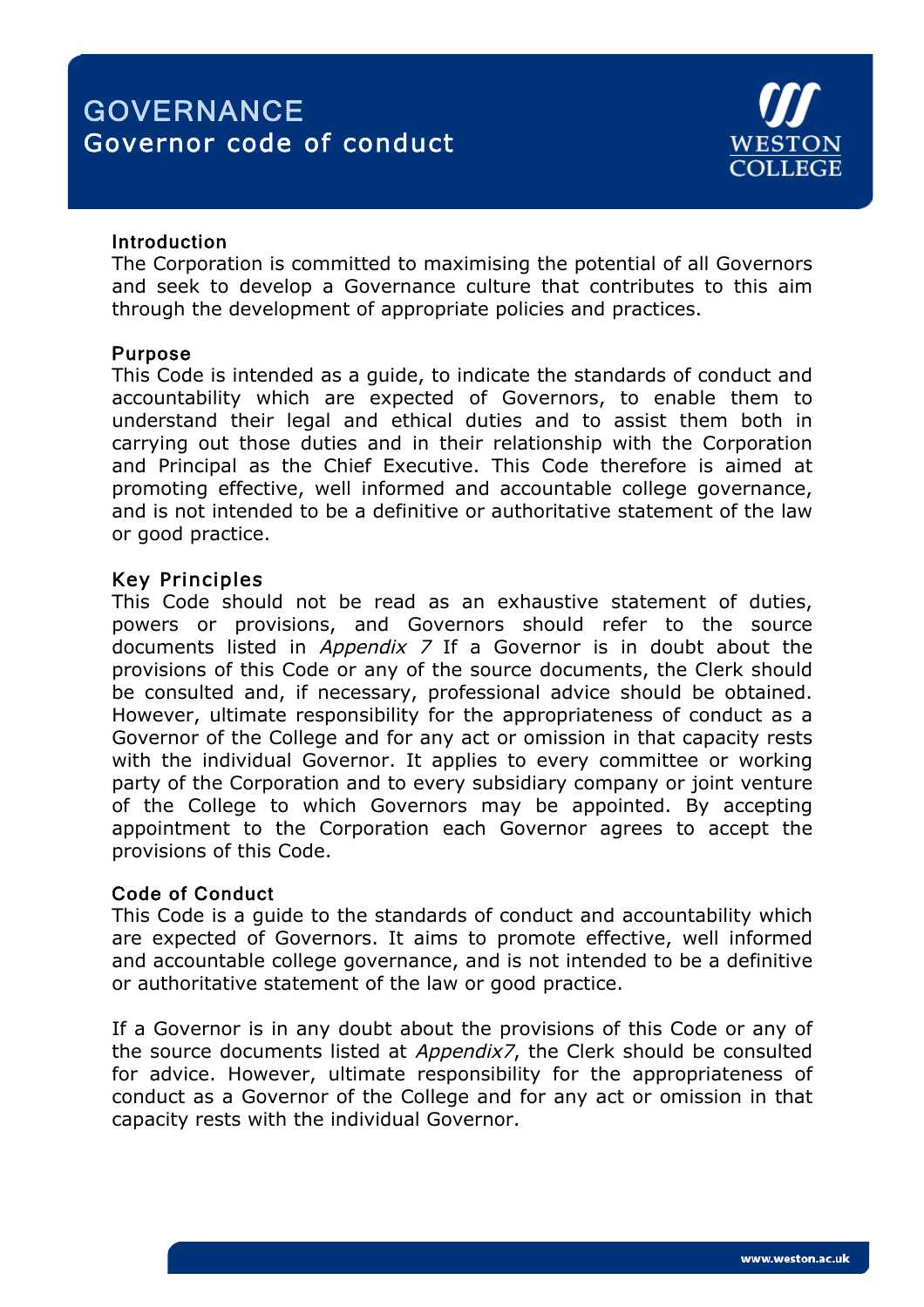# GOVERNANCE

## Governor code of conduct

WESTON COLLEGE

### Introduction

The Corporation is committed to maximising the potential of all Governors and seek to develop a Governance culture that contributes to this aim through the development of appropriate policies and practices.

### Purpose

This Code is intended as a guide, to indicate the standards of conduct and accountability which are expected of Governors, to enable them to understand their legal and ethical duties and to assist them both in carrying out those duties and in their relationship with the Corporation and Principal as the Chief Executive. This Code therefore is aimed at promoting effective, well informed and accountable college governance, and is not intended to be a definitive or authoritative statement of the law or good practice.

### Key Principles

This Code should not be read as an exhaustive statement of duties, powers or provisions, and Governors should refer to the source documents listed in *Appendix 7* If a Governor is in doubt about the provisions of this Code or any of the source documents, the Clerk should be consulted and, if necessary, professional advice should be obtained. However, ultimate responsibility for the appropriateness of conduct as a Governor of the College and for any act or omission in that capacity rests with the individual Governor. It applies to every committee or working party of the Corporation and to every subsidiary company or joint venture of the College to which Governors may be appointed. By accepting appointment to the Corporation each Governor agrees to accept the provisions of this Code.

### Code of Conduct

This Code is a guide to the standards of conduct and accountability which are expected of Governors. It aims to promote effective, well informed and accountable college governance, and is not intended to be a definitive or authoritative statement of the law or good practice.

If a Governor is in any doubt about the provisions of this Code or any of the source documents listed at *Appendix7*, the Clerk should be consulted for advice. However, ultimate responsibility for the appropriateness of conduct as a Governor of the College and for any act or omission in that capacity rests with the individual Governor.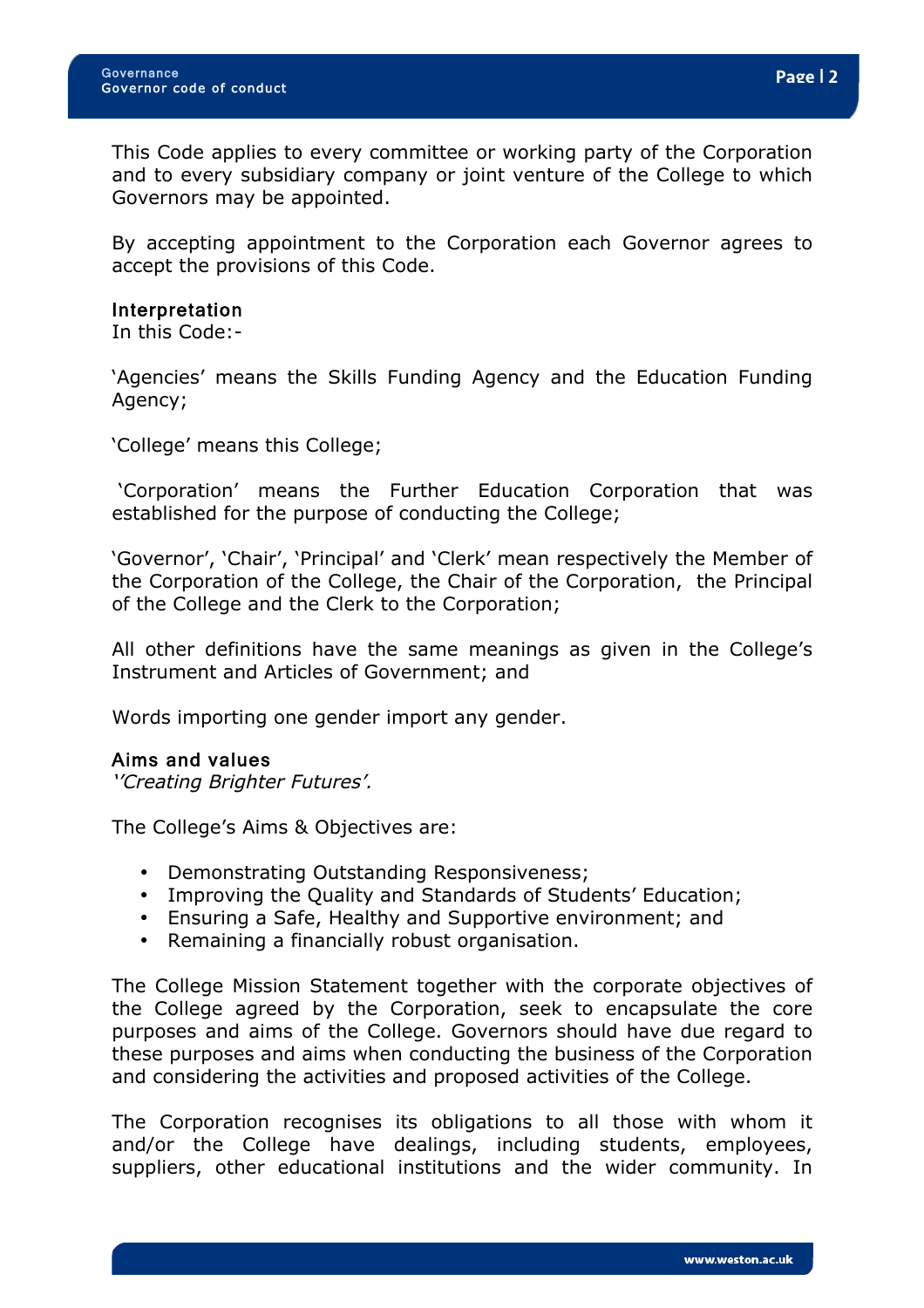This Code applies to every committee or working party of the Corporation and to every subsidiary company or joint venture of the College to which Governors may be appointed.

By accepting appointment to the Corporation each Governor agrees to accept the provisions of this Code.

### Interpretation

In this Code:-

'Agencies' means the Skills Funding Agency and the Education Funding Agency;

'College' means this College;

'Corporation' means the Further Education Corporation that was established for the purpose of conducting the College;

'Governor', 'Chair', 'Principal' and 'Clerk' mean respectively the Member of the Corporation of the College, the Chair of the Corporation, the Principal of the College and the Clerk to the Corporation;

All other definitions have the same meanings as given in the College's Instrument and Articles of Government; and

Words importing one gender import any gender.

### Aims and values

*''Creating Brighter Futures'.*

The College's Aims & Objectives are:

- Demonstrating Outstanding Responsiveness;
- Improving the Quality and Standards of Students' Education;
- Ensuring a Safe, Healthy and Supportive environment; and
- Remaining a financially robust organisation.

The College Mission Statement together with the corporate objectives of the College agreed by the Corporation, seek to encapsulate the core purposes and aims of the College. Governors should have due regard to these purposes and aims when conducting the business of the Corporation and considering the activities and proposed activities of the College.

The Corporation recognises its obligations to all those with whom it and/or the College have dealings, including students, employees, suppliers, other educational institutions and the wider community. In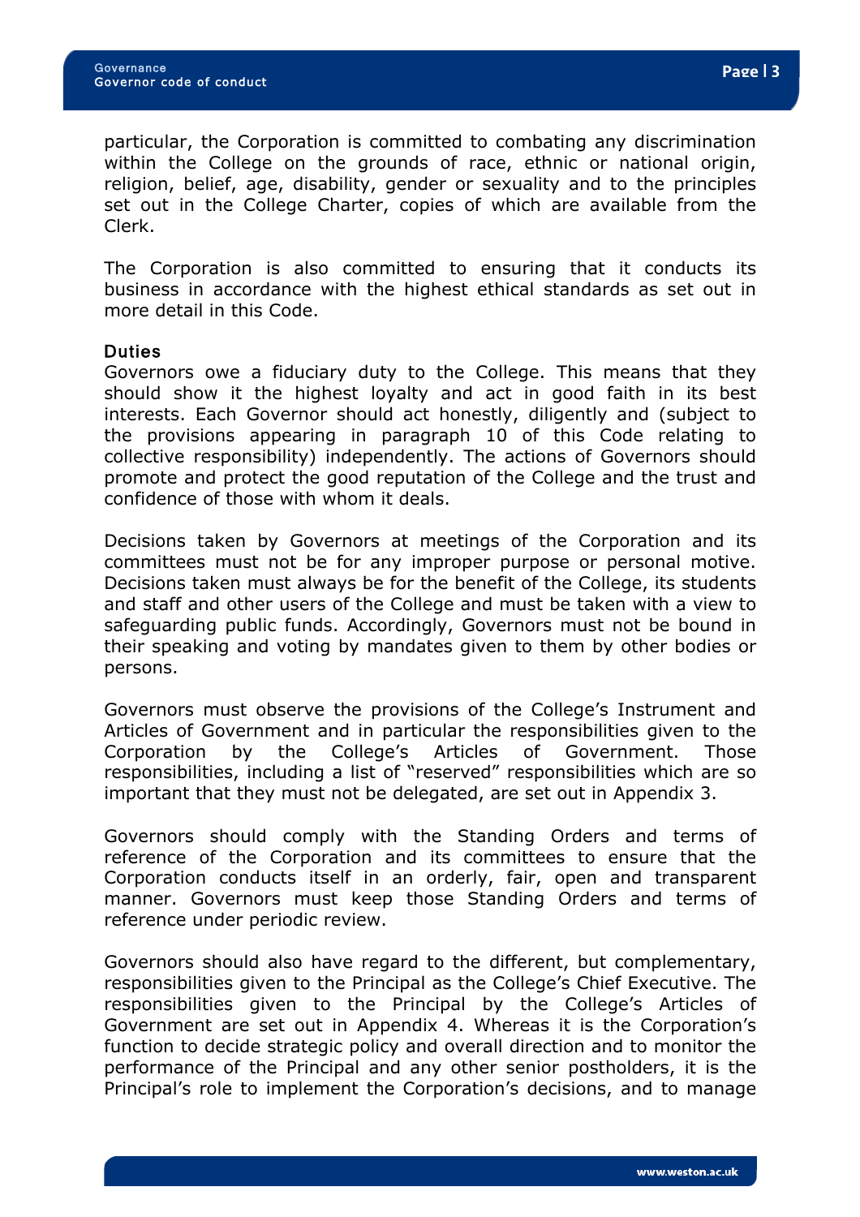particular, the Corporation is committed to combating any discrimination within the College on the grounds of race, ethnic or national origin, religion, belief, age, disability, gender or sexuality and to the principles set out in the College Charter, copies of which are available from the Clerk.

The Corporation is also committed to ensuring that it conducts its business in accordance with the highest ethical standards as set out in more detail in this Code.

### Duties

Governors owe a fiduciary duty to the College. This means that they should show it the highest loyalty and act in good faith in its best interests. Each Governor should act honestly, diligently and (subject to the provisions appearing in paragraph 10 of this Code relating to collective responsibility) independently. The actions of Governors should promote and protect the good reputation of the College and the trust and confidence of those with whom it deals.

Decisions taken by Governors at meetings of the Corporation and its committees must not be for any improper purpose or personal motive. Decisions taken must always be for the benefit of the College, its students and staff and other users of the College and must be taken with a view to safeguarding public funds. Accordingly, Governors must not be bound in their speaking and voting by mandates given to them by other bodies or persons.

Governors must observe the provisions of the College's Instrument and Articles of Government and in particular the responsibilities given to the Corporation by the College's Articles of Government. Those responsibilities, including a list of "reserved" responsibilities which are so important that they must not be delegated, are set out in Appendix 3.

Governors should comply with the Standing Orders and terms of reference of the Corporation and its committees to ensure that the Corporation conducts itself in an orderly, fair, open and transparent manner. Governors must keep those Standing Orders and terms of reference under periodic review.

Governors should also have regard to the different, but complementary, responsibilities given to the Principal as the College's Chief Executive. The responsibilities given to the Principal by the College's Articles of Government are set out in Appendix 4. Whereas it is the Corporation's function to decide strategic policy and overall direction and to monitor the performance of the Principal and any other senior postholders, it is the Principal's role to implement the Corporation's decisions, and to manage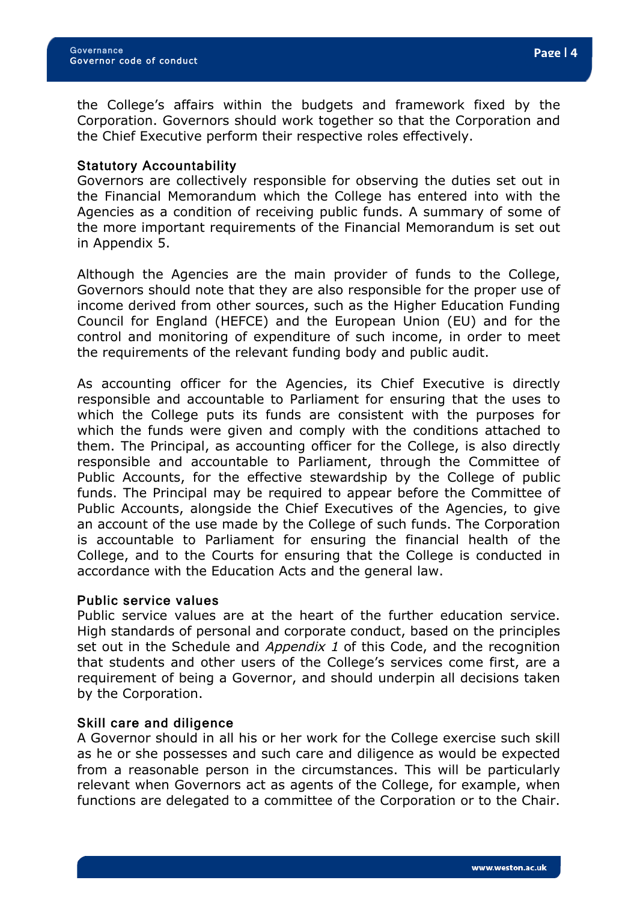the College's affairs within the budgets and framework fixed by the Corporation. Governors should work together so that the Corporation and the Chief Executive perform their respective roles effectively.

### Statutory Accountability

Governors are collectively responsible for observing the duties set out in the Financial Memorandum which the College has entered into with the Agencies as a condition of receiving public funds. A summary of some of the more important requirements of the Financial Memorandum is set out in Appendix 5.

Although the Agencies are the main provider of funds to the College, Governors should note that they are also responsible for the proper use of income derived from other sources, such as the Higher Education Funding Council for England (HEFCE) and the European Union (EU) and for the control and monitoring of expenditure of such income, in order to meet the requirements of the relevant funding body and public audit.

As accounting officer for the Agencies, its Chief Executive is directly responsible and accountable to Parliament for ensuring that the uses to which the College puts its funds are consistent with the purposes for which the funds were given and comply with the conditions attached to them. The Principal, as accounting officer for the College, is also directly responsible and accountable to Parliament, through the Committee of Public Accounts, for the effective stewardship by the College of public funds. The Principal may be required to appear before the Committee of Public Accounts, alongside the Chief Executives of the Agencies, to give an account of the use made by the College of such funds. The Corporation is accountable to Parliament for ensuring the financial health of the College, and to the Courts for ensuring that the College is conducted in accordance with the Education Acts and the general law.

### Public service values

Public service values are at the heart of the further education service. High standards of personal and corporate conduct, based on the principles set out in the Schedule and *Appendix 1* of this Code, and the recognition that students and other users of the College's services come first, are a requirement of being a Governor, and should underpin all decisions taken by the Corporation.

### Skill care and diligence

A Governor should in all his or her work for the College exercise such skill as he or she possesses and such care and diligence as would be expected from a reasonable person in the circumstances. This will be particularly relevant when Governors act as agents of the College, for example, when functions are delegated to a committee of the Corporation or to the Chair.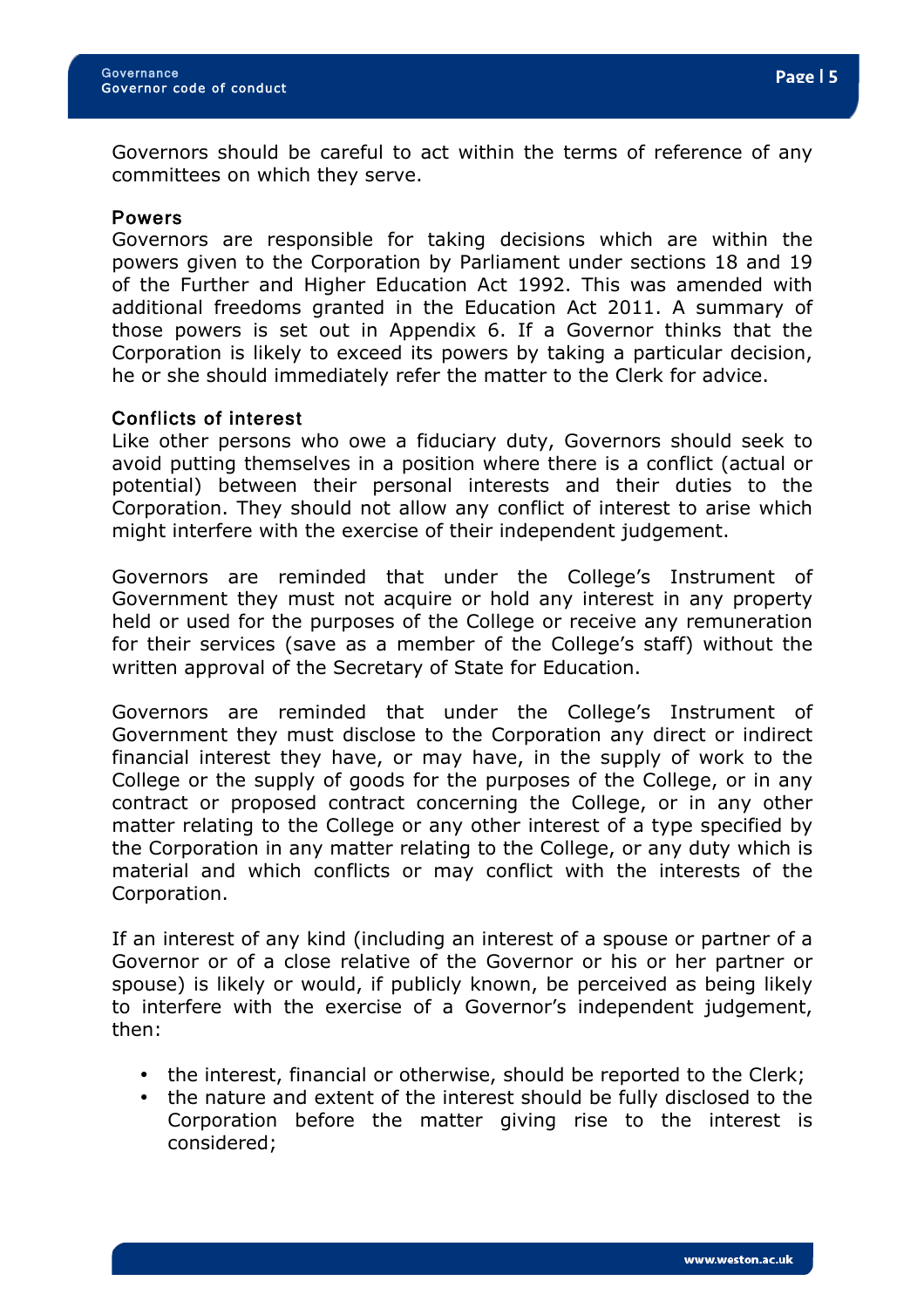Governors should be careful to act within the terms of reference of any committees on which they serve.

### Powers

Governors are responsible for taking decisions which are within the powers given to the Corporation by Parliament under sections 18 and 19 of the Further and Higher Education Act 1992. This was amended with additional freedoms granted in the Education Act 2011. A summary of those powers is set out in Appendix 6. If a Governor thinks that the Corporation is likely to exceed its powers by taking a particular decision, he or she should immediately refer the matter to the Clerk for advice.

### Conflicts of interest

Like other persons who owe a fiduciary duty, Governors should seek to avoid putting themselves in a position where there is a conflict (actual or potential) between their personal interests and their duties to the Corporation. They should not allow any conflict of interest to arise which might interfere with the exercise of their independent judgement.

Governors are reminded that under the College's Instrument of Government they must not acquire or hold any interest in any property held or used for the purposes of the College or receive any remuneration for their services (save as a member of the College's staff) without the written approval of the Secretary of State for Education.

Governors are reminded that under the College's Instrument of Government they must disclose to the Corporation any direct or indirect financial interest they have, or may have, in the supply of work to the College or the supply of goods for the purposes of the College, or in any contract or proposed contract concerning the College, or in any other matter relating to the College or any other interest of a type specified by the Corporation in any matter relating to the College, or any duty which is material and which conflicts or may conflict with the interests of the Corporation.

If an interest of any kind (including an interest of a spouse or partner of a Governor or of a close relative of the Governor or his or her partner or spouse) is likely or would, if publicly known, be perceived as being likely to interfere with the exercise of a Governor's independent judgement, then:

- the interest, financial or otherwise, should be reported to the Clerk;
- the nature and extent of the interest should be fully disclosed to the Corporation before the matter giving rise to the interest is considered;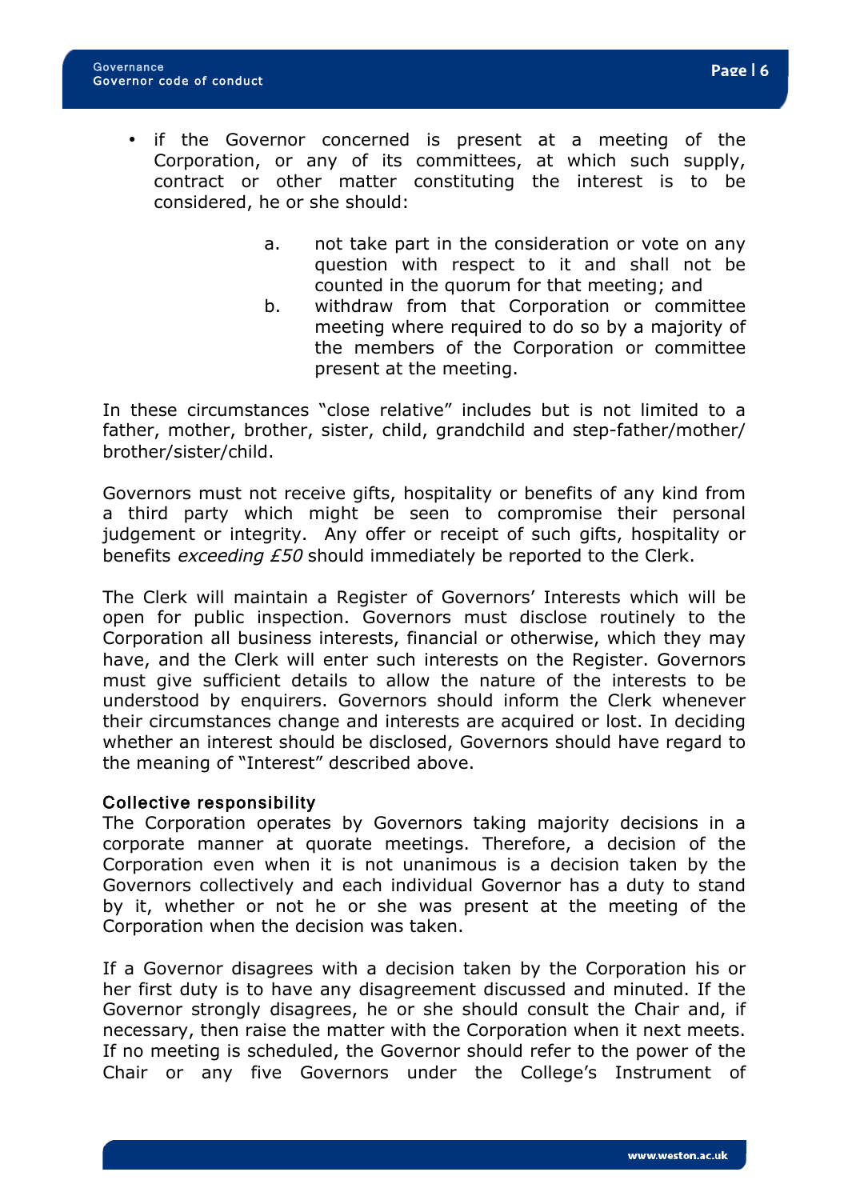- if the Governor concerned is present at a meeting of the Corporation, or any of its committees, at which such supply, contract or other matter constituting the interest is to be considered, he or she should:

  a. not take part in the consideration or vote on any question with respect to it and shall not be counted in the quorum for that meeting; and
  
  b. withdraw from that Corporation or committee meeting where required to do so by a majority of the members of the Corporation or committee present at the meeting.

In these circumstances "close relative" includes but is not limited to a father, mother, brother, sister, child, grandchild and step-father/mother/brother/sister/child.

Governors must not receive gifts, hospitality or benefits of any kind from a third party which might be seen to compromise their personal judgement or integrity. Any offer or receipt of such gifts, hospitality or benefits *exceeding £50* should immediately be reported to the Clerk.

The Clerk will maintain a Register of Governors' Interests which will be open for public inspection. Governors must disclose routinely to the Corporation all business interests, financial or otherwise, which they may have, and the Clerk will enter such interests on the Register. Governors must give sufficient details to allow the nature of the interests to be understood by enquirers. Governors should inform the Clerk whenever their circumstances change and interests are acquired or lost. In deciding whether an interest should be disclosed, Governors should have regard to the meaning of "Interest" described above.

### Collective responsibility

The Corporation operates by Governors taking majority decisions in a corporate manner at quorate meetings. Therefore, a decision of the Corporation even when it is not unanimous is a decision taken by the Governors collectively and each individual Governor has a duty to stand by it, whether or not he or she was present at the meeting of the Corporation when the decision was taken.

If a Governor disagrees with a decision taken by the Corporation his or her first duty is to have any disagreement discussed and minuted. If the Governor strongly disagrees, he or she should consult the Chair and, if necessary, then raise the matter with the Corporation when it next meets. If no meeting is scheduled, the Governor should refer to the power of the Chair or any five Governors under the College's Instrument of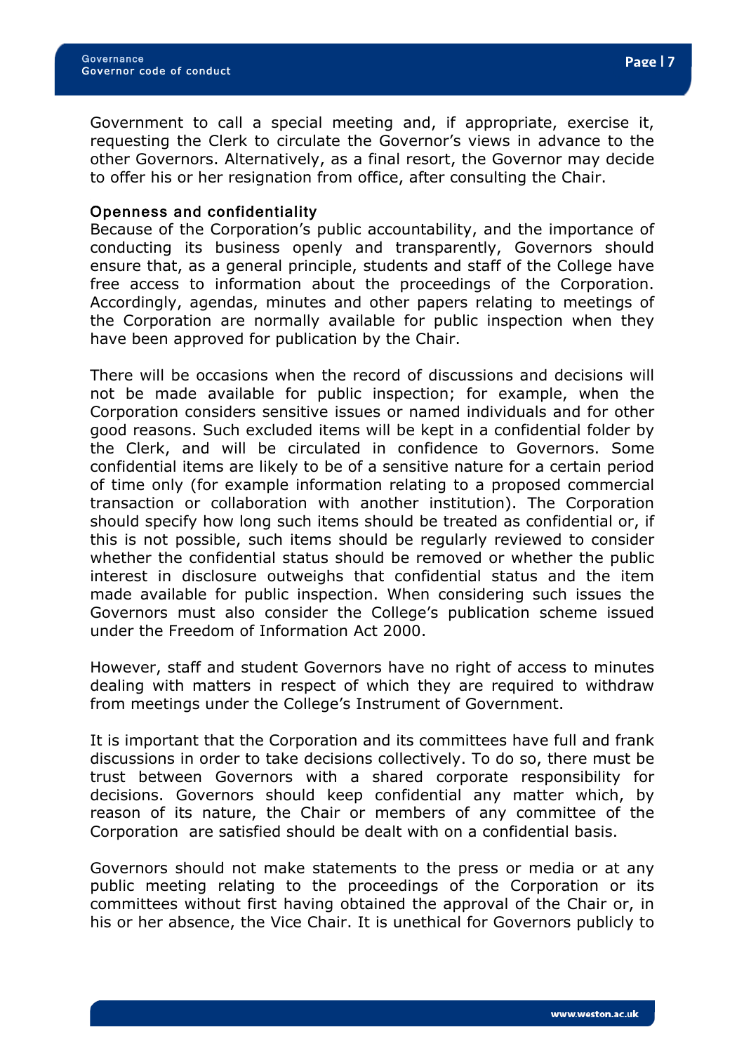Government to call a special meeting and, if appropriate, exercise it, requesting the Clerk to circulate the Governor's views in advance to the other Governors. Alternatively, as a final resort, the Governor may decide to offer his or her resignation from office, after consulting the Chair.

### Openness and confidentiality

Because of the Corporation's public accountability, and the importance of conducting its business openly and transparently, Governors should ensure that, as a general principle, students and staff of the College have free access to information about the proceedings of the Corporation. Accordingly, agendas, minutes and other papers relating to meetings of the Corporation are normally available for public inspection when they have been approved for publication by the Chair.

There will be occasions when the record of discussions and decisions will not be made available for public inspection; for example, when the Corporation considers sensitive issues or named individuals and for other good reasons. Such excluded items will be kept in a confidential folder by the Clerk, and will be circulated in confidence to Governors. Some confidential items are likely to be of a sensitive nature for a certain period of time only (for example information relating to a proposed commercial transaction or collaboration with another institution). The Corporation should specify how long such items should be treated as confidential or, if this is not possible, such items should be regularly reviewed to consider whether the confidential status should be removed or whether the public interest in disclosure outweighs that confidential status and the item made available for public inspection. When considering such issues the Governors must also consider the College's publication scheme issued under the Freedom of Information Act 2000.

However, staff and student Governors have no right of access to minutes dealing with matters in respect of which they are required to withdraw from meetings under the College's Instrument of Government.

It is important that the Corporation and its committees have full and frank discussions in order to take decisions collectively. To do so, there must be trust between Governors with a shared corporate responsibility for decisions. Governors should keep confidential any matter which, by reason of its nature, the Chair or members of any committee of the Corporation are satisfied should be dealt with on a confidential basis.

Governors should not make statements to the press or media or at any public meeting relating to the proceedings of the Corporation or its committees without first having obtained the approval of the Chair or, in his or her absence, the Vice Chair. It is unethical for Governors publicly to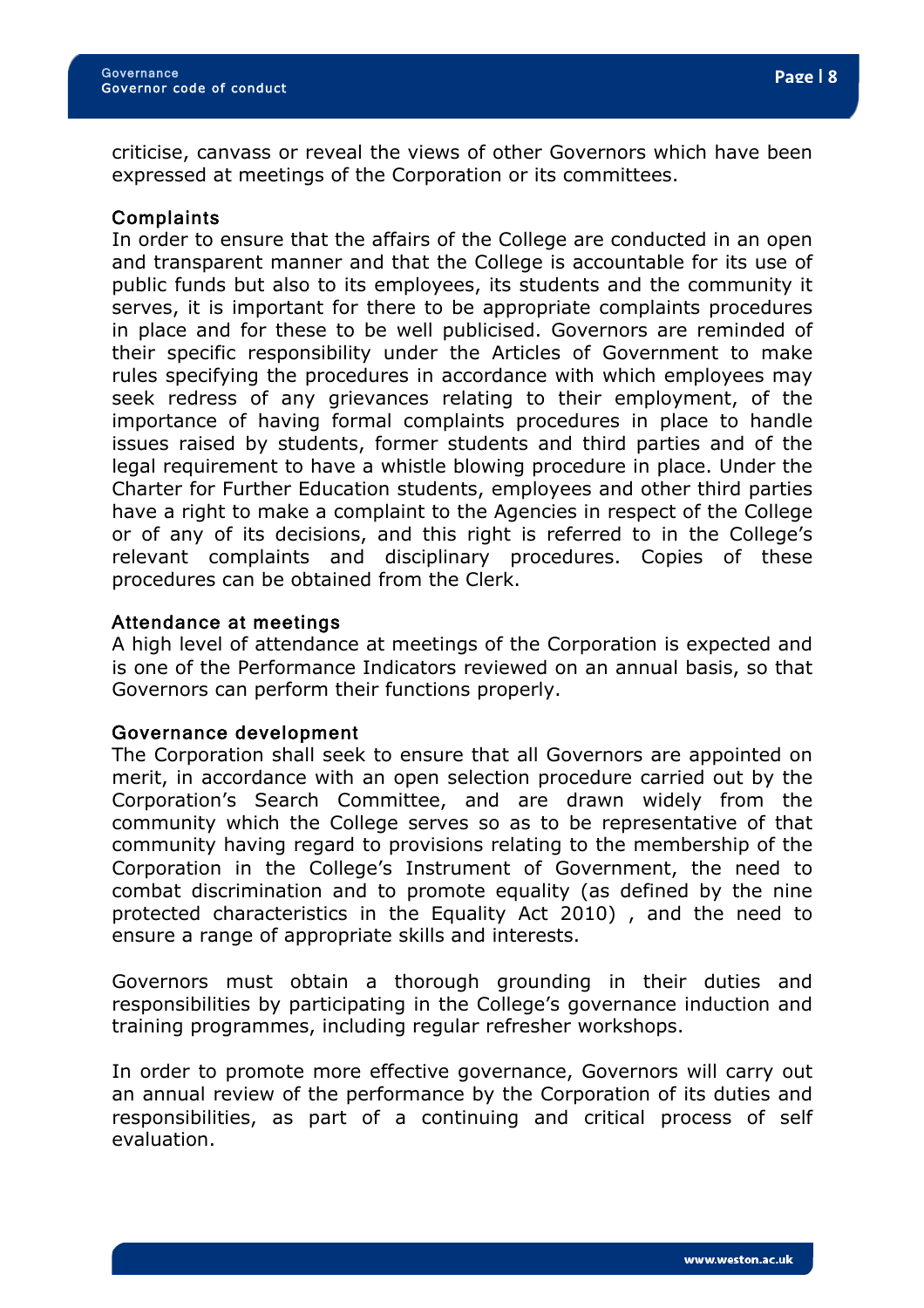criticise, canvass or reveal the views of other Governors which have been expressed at meetings of the Corporation or its committees.

### Complaints

In order to ensure that the affairs of the College are conducted in an open and transparent manner and that the College is accountable for its use of public funds but also to its employees, its students and the community it serves, it is important for there to be appropriate complaints procedures in place and for these to be well publicised. Governors are reminded of their specific responsibility under the Articles of Government to make rules specifying the procedures in accordance with which employees may seek redress of any grievances relating to their employment, of the importance of having formal complaints procedures in place to handle issues raised by students, former students and third parties and of the legal requirement to have a whistle blowing procedure in place. Under the Charter for Further Education students, employees and other third parties have a right to make a complaint to the Agencies in respect of the College or of any of its decisions, and this right is referred to in the College's relevant complaints and disciplinary procedures. Copies of these procedures can be obtained from the Clerk.

### Attendance at meetings

A high level of attendance at meetings of the Corporation is expected and is one of the Performance Indicators reviewed on an annual basis, so that Governors can perform their functions properly.

### Governance development

The Corporation shall seek to ensure that all Governors are appointed on merit, in accordance with an open selection procedure carried out by the Corporation's Search Committee, and are drawn widely from the community which the College serves so as to be representative of that community having regard to provisions relating to the membership of the Corporation in the College's Instrument of Government, the need to combat discrimination and to promote equality (as defined by the nine protected characteristics in the Equality Act 2010) , and the need to ensure a range of appropriate skills and interests.

Governors must obtain a thorough grounding in their duties and responsibilities by participating in the College's governance induction and training programmes, including regular refresher workshops.

In order to promote more effective governance, Governors will carry out an annual review of the performance by the Corporation of its duties and responsibilities, as part of a continuing and critical process of self evaluation.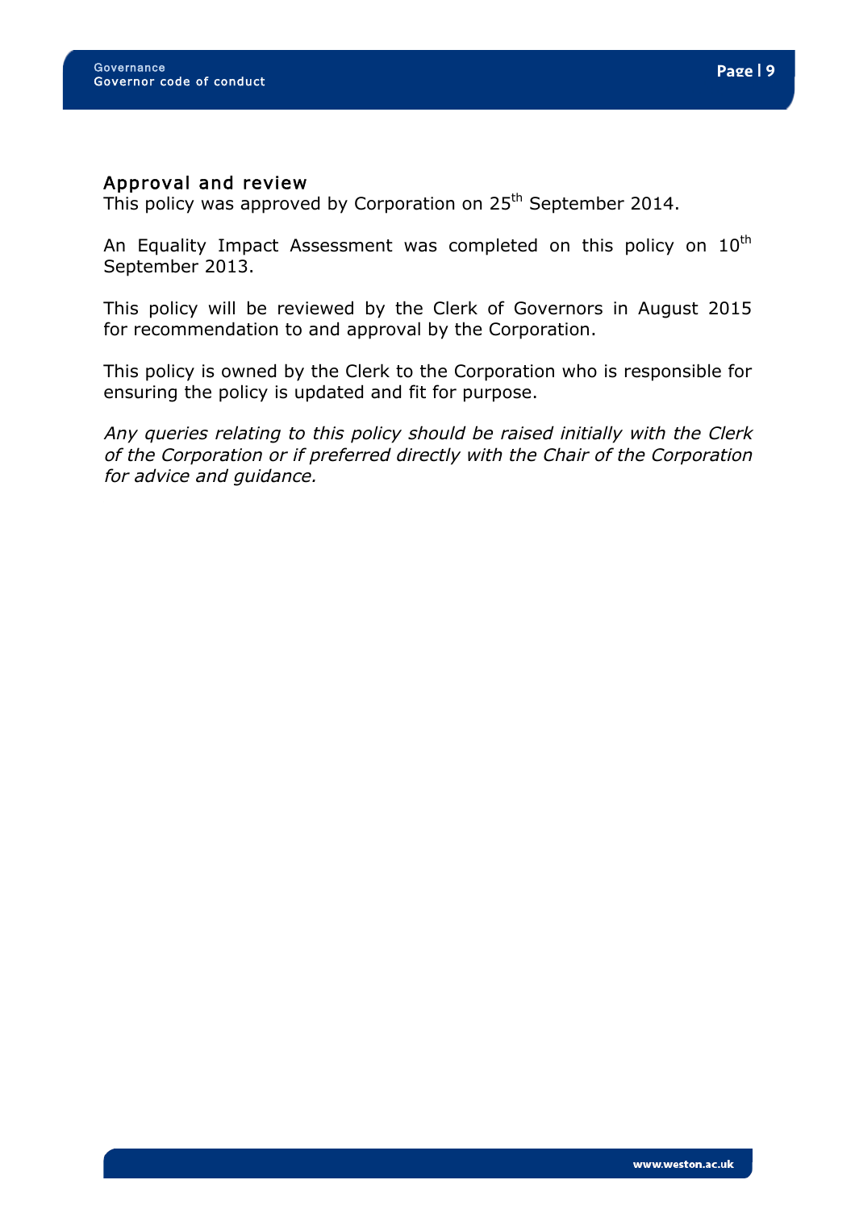## Approval and review

This policy was approved by Corporation on 25th September 2014.

An Equality Impact Assessment was completed on this policy on 10th September 2013.

This policy will be reviewed by the Clerk of Governors in August 2015 for recommendation to and approval by the Corporation.

This policy is owned by the Clerk to the Corporation who is responsible for ensuring the policy is updated and fit for purpose.

*Any queries relating to this policy should be raised initially with the Clerk of the Corporation or if preferred directly with the Chair of the Corporation for advice and guidance.*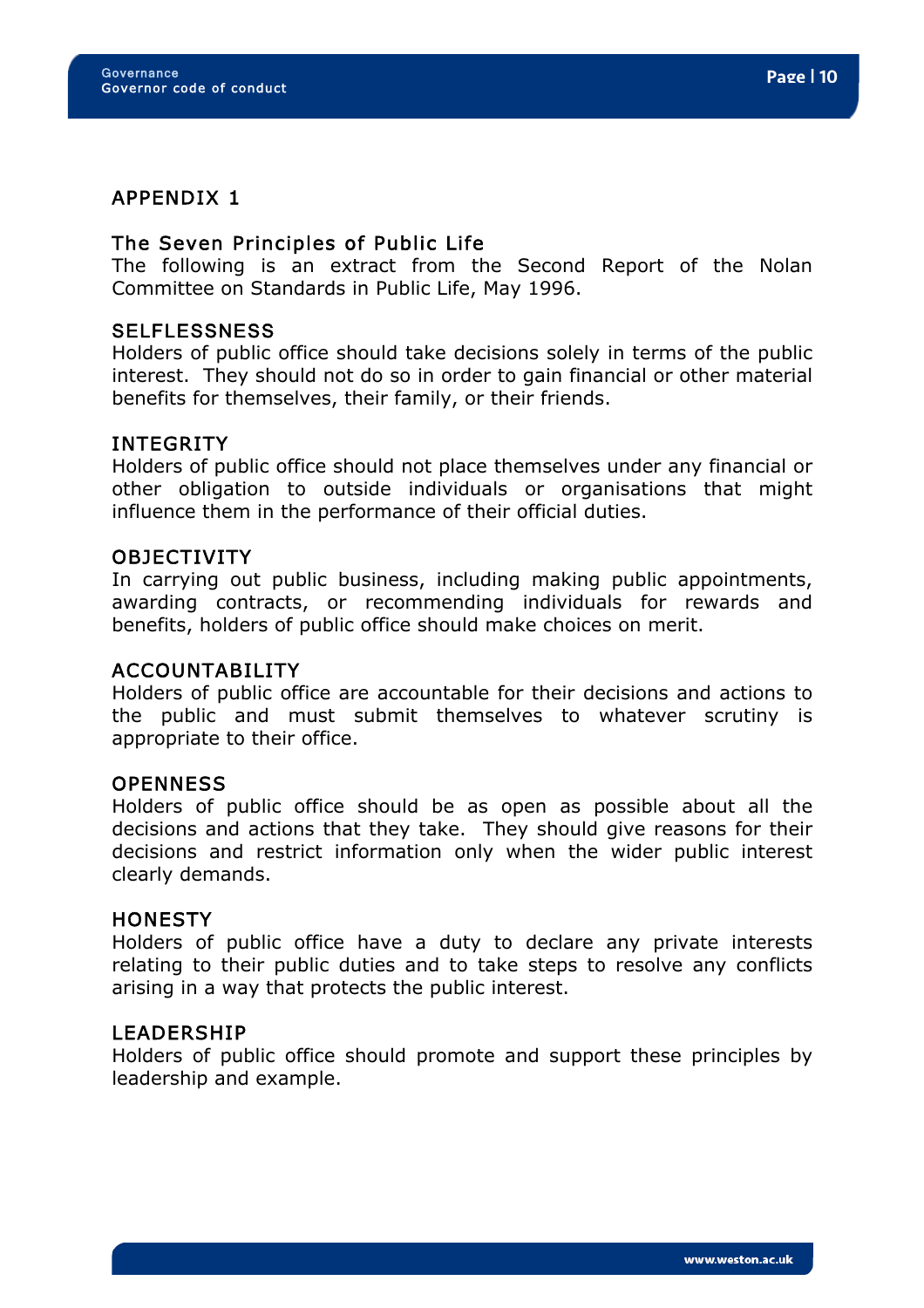# APPENDIX 1

## The Seven Principles of Public Life

The following is an extract from the Second Report of the Nolan Committee on Standards in Public Life, May 1996.

### SELFLESSNESS

Holders of public office should take decisions solely in terms of the public interest. They should not do so in order to gain financial or other material benefits for themselves, their family, or their friends.

### INTEGRITY

Holders of public office should not place themselves under any financial or other obligation to outside individuals or organisations that might influence them in the performance of their official duties.

### OBJECTIVITY

In carrying out public business, including making public appointments, awarding contracts, or recommending individuals for rewards and benefits, holders of public office should make choices on merit.

### ACCOUNTABILITY

Holders of public office are accountable for their decisions and actions to the public and must submit themselves to whatever scrutiny is appropriate to their office.

### OPENNESS

Holders of public office should be as open as possible about all the decisions and actions that they take. They should give reasons for their decisions and restrict information only when the wider public interest clearly demands.

### HONESTY

Holders of public office have a duty to declare any private interests relating to their public duties and to take steps to resolve any conflicts arising in a way that protects the public interest.

### LEADERSHIP

Holders of public office should promote and support these principles by leadership and example.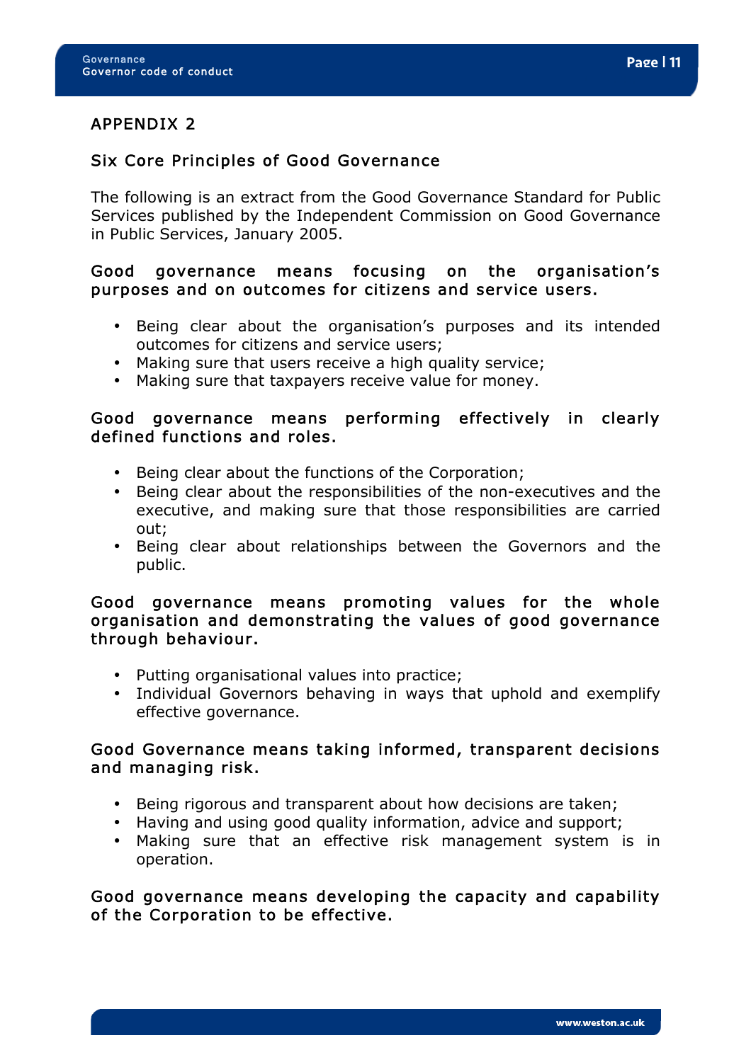## APPENDIX 2

### Six Core Principles of Good Governance

The following is an extract from the Good Governance Standard for Public Services published by the Independent Commission on Good Governance in Public Services, January 2005.

**Good governance means focusing on the organisation's purposes and on outcomes for citizens and service users.**

- Being clear about the organisation's purposes and its intended outcomes for citizens and service users;
- Making sure that users receive a high quality service;
- Making sure that taxpayers receive value for money.

**Good governance means performing effectively in clearly defined functions and roles.**

- Being clear about the functions of the Corporation;
- Being clear about the responsibilities of the non-executives and the executive, and making sure that those responsibilities are carried out;
- Being clear about relationships between the Governors and the public.

**Good governance means promoting values for the whole organisation and demonstrating the values of good governance through behaviour.**

- Putting organisational values into practice;
- Individual Governors behaving in ways that uphold and exemplify effective governance.

**Good Governance means taking informed, transparent decisions and managing risk.**

- Being rigorous and transparent about how decisions are taken;
- Having and using good quality information, advice and support;
- Making sure that an effective risk management system is in operation.

**Good governance means developing the capacity and capability of the Corporation to be effective.**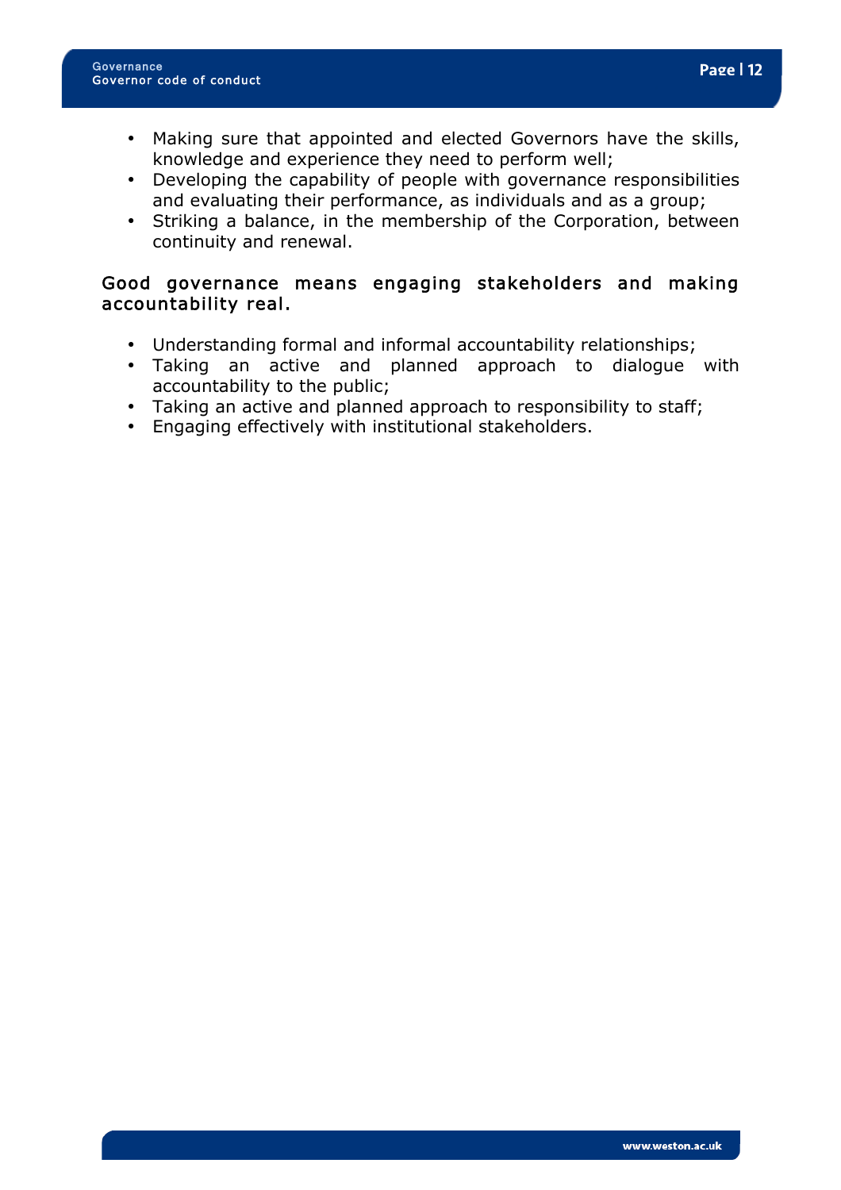- Making sure that appointed and elected Governors have the skills, knowledge and experience they need to perform well;
- Developing the capability of people with governance responsibilities and evaluating their performance, as individuals and as a group;
- Striking a balance, in the membership of the Corporation, between continuity and renewal.

## Good governance means engaging stakeholders and making accountability real.

- Understanding formal and informal accountability relationships;
- Taking an active and planned approach to dialogue with accountability to the public;
- Taking an active and planned approach to responsibility to staff;
- Engaging effectively with institutional stakeholders.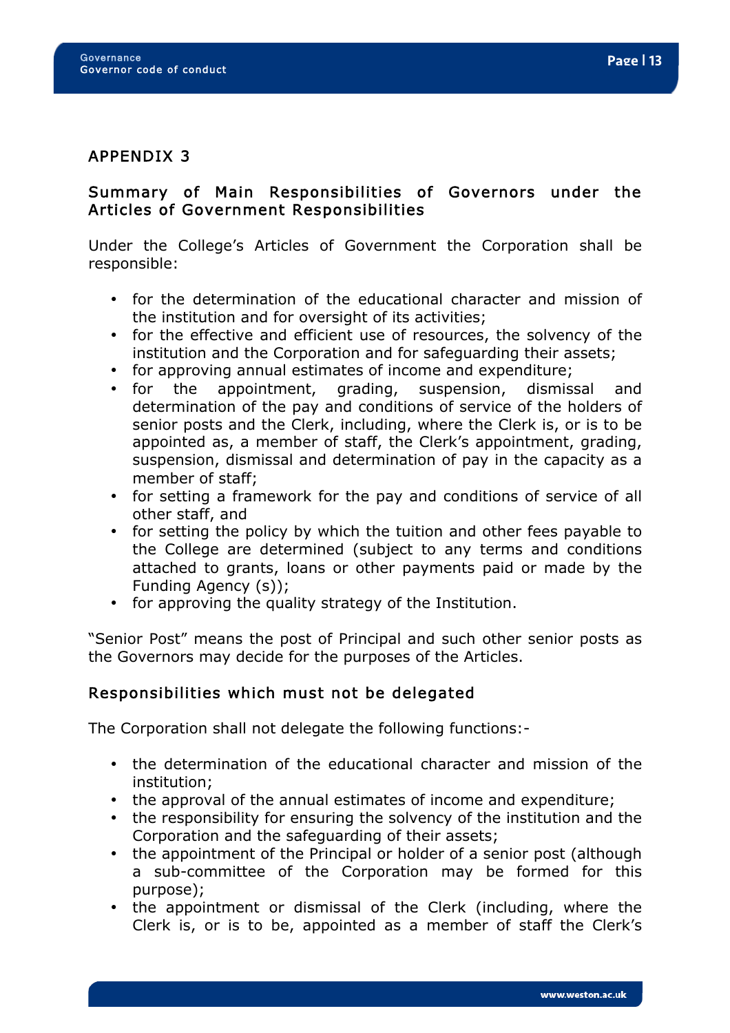## APPENDIX 3

### Summary of Main Responsibilities of Governors under the Articles of Government Responsibilities

Under the College's Articles of Government the Corporation shall be responsible:

- for the determination of the educational character and mission of the institution and for oversight of its activities;
- for the effective and efficient use of resources, the solvency of the institution and the Corporation and for safeguarding their assets;
- for approving annual estimates of income and expenditure;
- for the appointment, grading, suspension, dismissal and determination of the pay and conditions of service of the holders of senior posts and the Clerk, including, where the Clerk is, or is to be appointed as, a member of staff, the Clerk's appointment, grading, suspension, dismissal and determination of pay in the capacity as a member of staff;
- for setting a framework for the pay and conditions of service of all other staff, and
- for setting the policy by which the tuition and other fees payable to the College are determined (subject to any terms and conditions attached to grants, loans or other payments paid or made by the Funding Agency (s));
- for approving the quality strategy of the Institution.

"Senior Post" means the post of Principal and such other senior posts as the Governors may decide for the purposes of the Articles.

### Responsibilities which must not be delegated

The Corporation shall not delegate the following functions:-

- the determination of the educational character and mission of the institution;
- the approval of the annual estimates of income and expenditure;
- the responsibility for ensuring the solvency of the institution and the Corporation and the safeguarding of their assets;
- the appointment of the Principal or holder of a senior post (although a sub-committee of the Corporation may be formed for this purpose);
- the appointment or dismissal of the Clerk (including, where the Clerk is, or is to be, appointed as a member of staff the Clerk's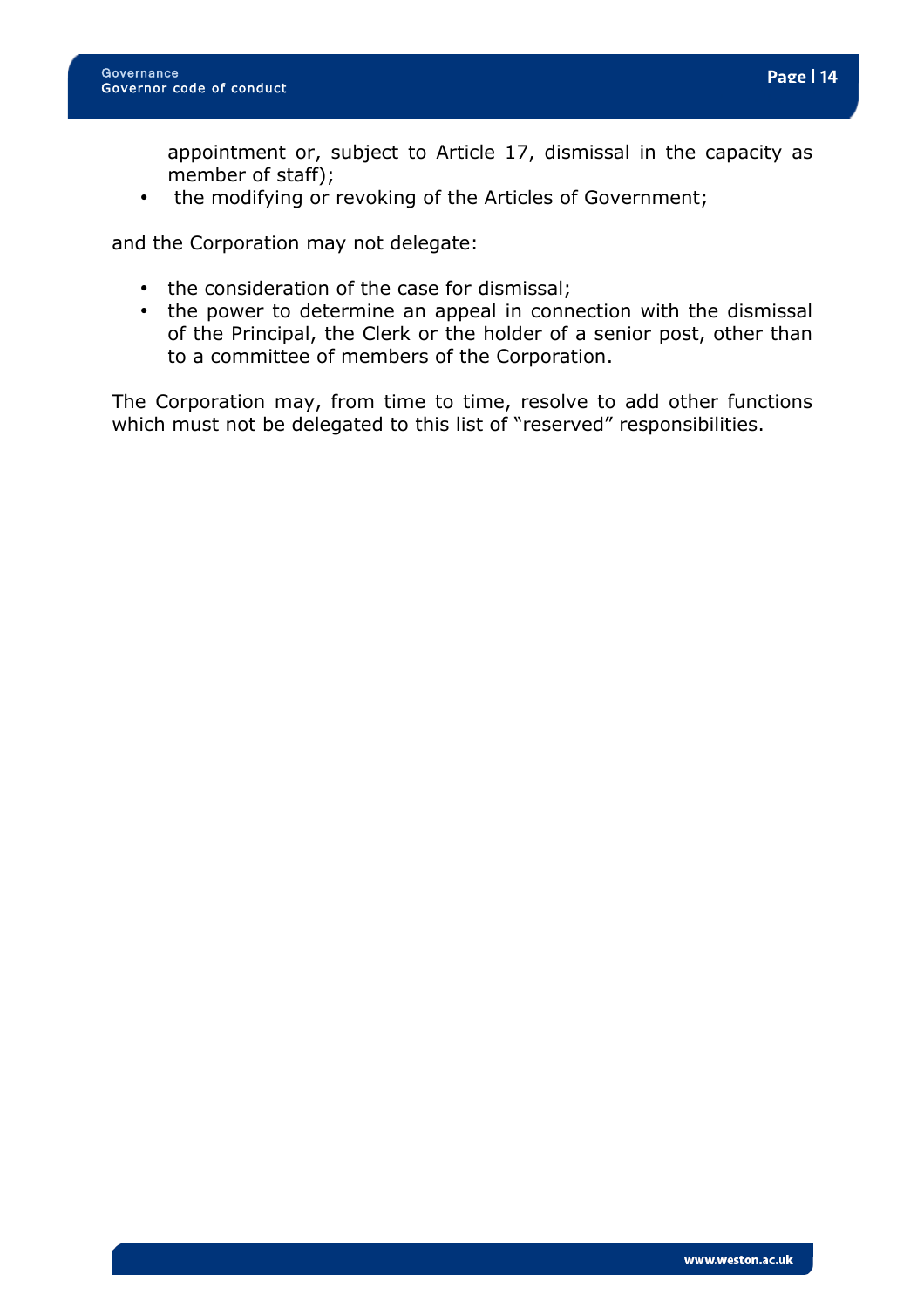appointment or, subject to Article 17, dismissal in the capacity as member of staff);

- the modifying or revoking of the Articles of Government;

and the Corporation may not delegate:

- the consideration of the case for dismissal;
- the power to determine an appeal in connection with the dismissal of the Principal, the Clerk or the holder of a senior post, other than to a committee of members of the Corporation.

The Corporation may, from time to time, resolve to add other functions which must not be delegated to this list of "reserved" responsibilities.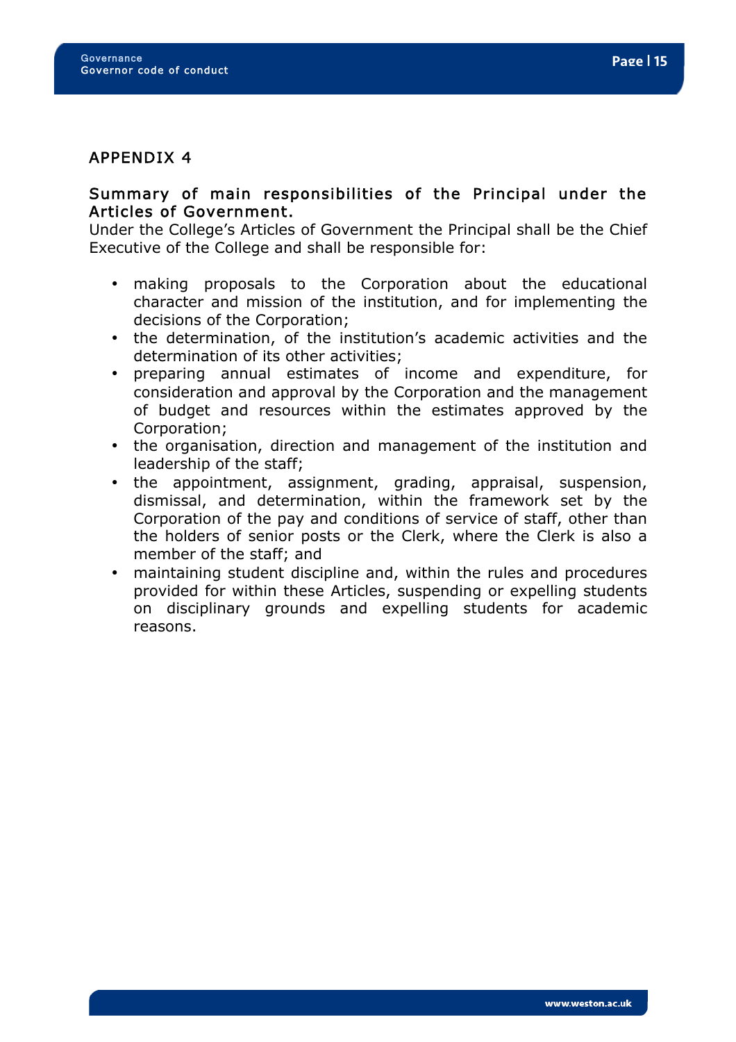## APPENDIX 4

### Summary of main responsibilities of the Principal under the Articles of Government.

Under the College's Articles of Government the Principal shall be the Chief Executive of the College and shall be responsible for:

- making proposals to the Corporation about the educational character and mission of the institution, and for implementing the decisions of the Corporation;
- the determination, of the institution's academic activities and the determination of its other activities;
- preparing annual estimates of income and expenditure, for consideration and approval by the Corporation and the management of budget and resources within the estimates approved by the Corporation;
- the organisation, direction and management of the institution and leadership of the staff;
- the appointment, assignment, grading, appraisal, suspension, dismissal, and determination, within the framework set by the Corporation of the pay and conditions of service of staff, other than the holders of senior posts or the Clerk, where the Clerk is also a member of the staff; and
- maintaining student discipline and, within the rules and procedures provided for within these Articles, suspending or expelling students on disciplinary grounds and expelling students for academic reasons.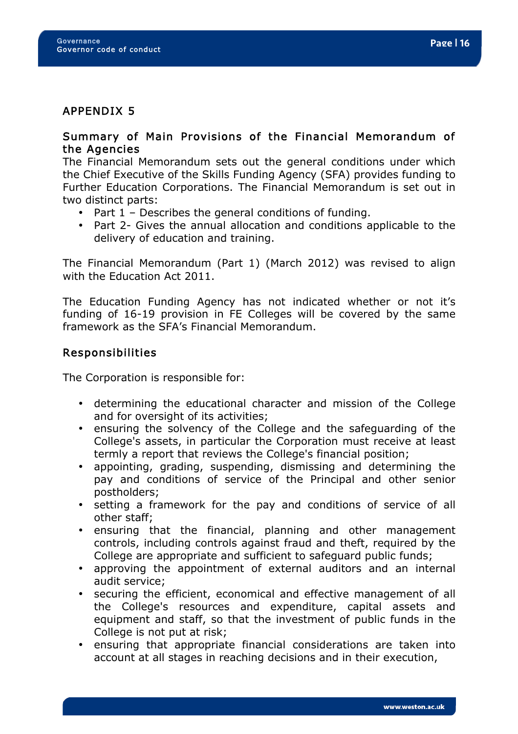## APPENDIX 5

### Summary of Main Provisions of the Financial Memorandum of the Agencies

The Financial Memorandum sets out the general conditions under which the Chief Executive of the Skills Funding Agency (SFA) provides funding to Further Education Corporations. The Financial Memorandum is set out in two distinct parts:

- Part 1 – Describes the general conditions of funding.
- Part 2- Gives the annual allocation and conditions applicable to the delivery of education and training.

The Financial Memorandum (Part 1) (March 2012) was revised to align with the Education Act 2011.

The Education Funding Agency has not indicated whether or not it's funding of 16-19 provision in FE Colleges will be covered by the same framework as the SFA's Financial Memorandum.

### Responsibilities

The Corporation is responsible for:

- determining the educational character and mission of the College and for oversight of its activities;
- ensuring the solvency of the College and the safeguarding of the College's assets, in particular the Corporation must receive at least termly a report that reviews the College's financial position;
- appointing, grading, suspending, dismissing and determining the pay and conditions of service of the Principal and other senior postholders;
- setting a framework for the pay and conditions of service of all other staff;
- ensuring that the financial, planning and other management controls, including controls against fraud and theft, required by the College are appropriate and sufficient to safeguard public funds;
- approving the appointment of external auditors and an internal audit service;
- securing the efficient, economical and effective management of all the College's resources and expenditure, capital assets and equipment and staff, so that the investment of public funds in the College is not put at risk;
- ensuring that appropriate financial considerations are taken into account at all stages in reaching decisions and in their execution,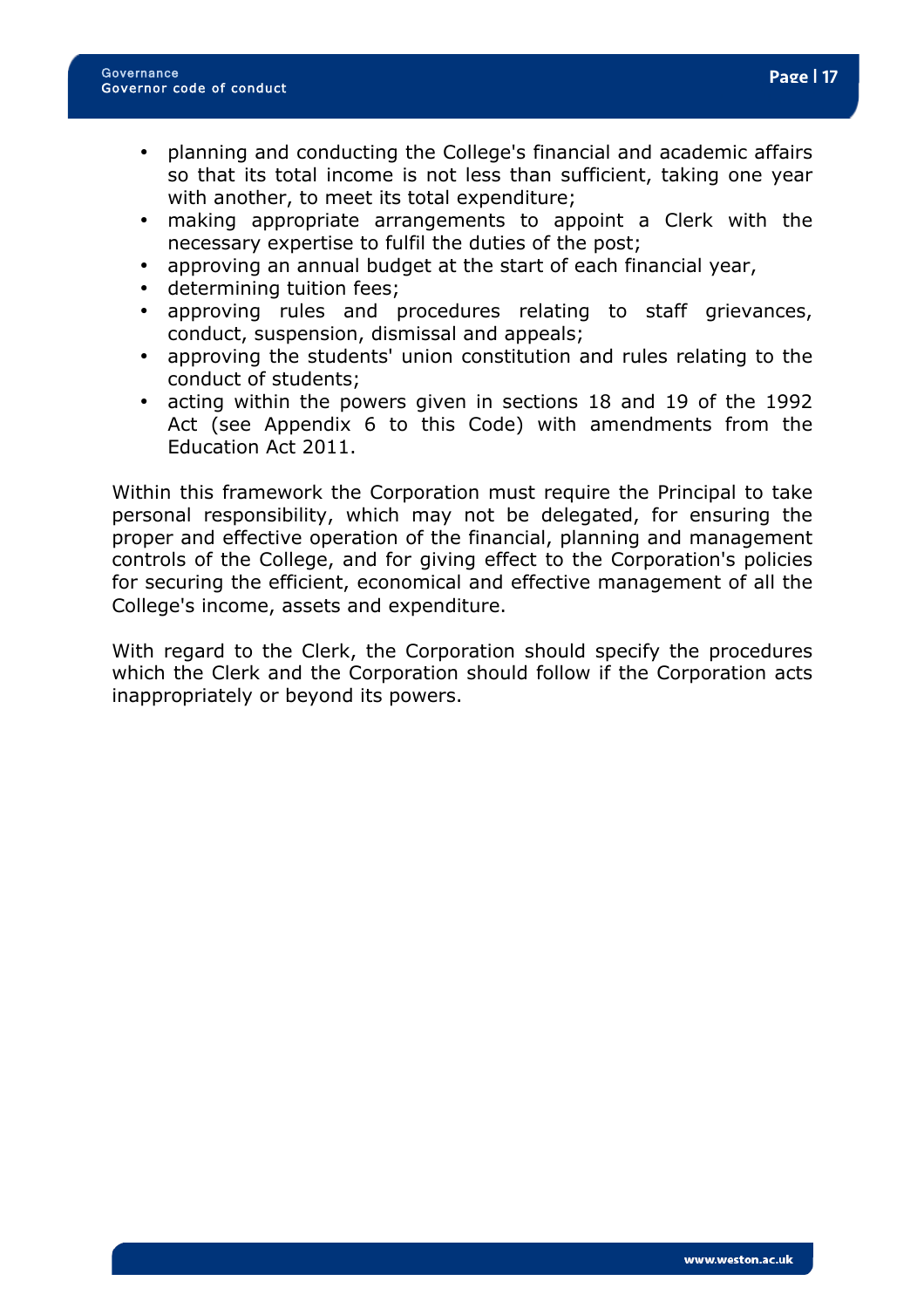- planning and conducting the College's financial and academic affairs so that its total income is not less than sufficient, taking one year with another, to meet its total expenditure;
- making appropriate arrangements to appoint a Clerk with the necessary expertise to fulfil the duties of the post;
- approving an annual budget at the start of each financial year,
- determining tuition fees;
- approving rules and procedures relating to staff grievances, conduct, suspension, dismissal and appeals;
- approving the students' union constitution and rules relating to the conduct of students;
- acting within the powers given in sections 18 and 19 of the 1992 Act (see Appendix 6 to this Code) with amendments from the Education Act 2011.

Within this framework the Corporation must require the Principal to take personal responsibility, which may not be delegated, for ensuring the proper and effective operation of the financial, planning and management controls of the College, and for giving effect to the Corporation's policies for securing the efficient, economical and effective management of all the College's income, assets and expenditure.

With regard to the Clerk, the Corporation should specify the procedures which the Clerk and the Corporation should follow if the Corporation acts inappropriately or beyond its powers.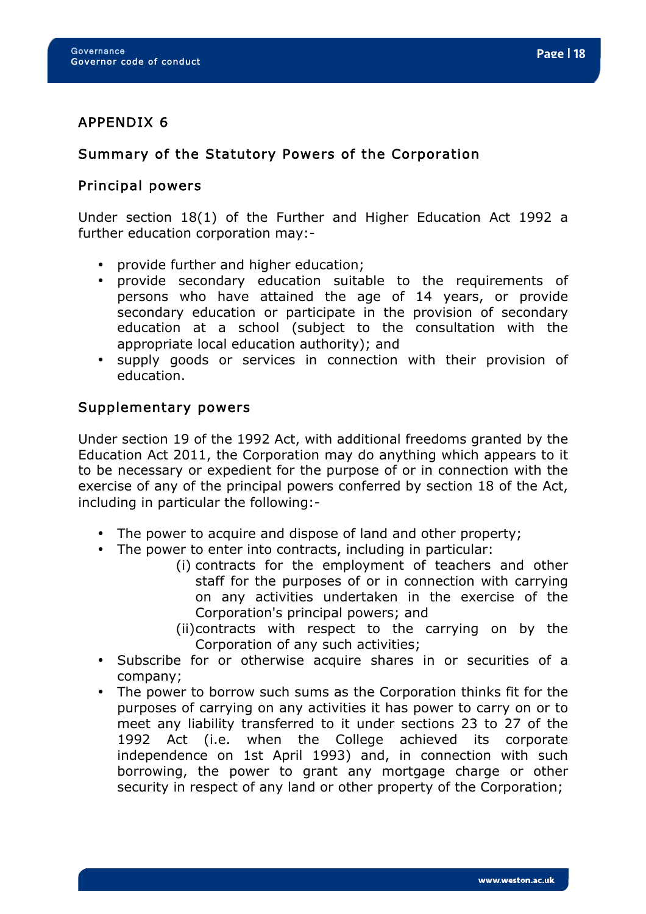## APPENDIX 6

### Summary of the Statutory Powers of the Corporation

### Principal powers

Under section 18(1) of the Further and Higher Education Act 1992 a further education corporation may:-

- provide further and higher education;
- provide secondary education suitable to the requirements of persons who have attained the age of 14 years, or provide secondary education or participate in the provision of secondary education at a school (subject to the consultation with the appropriate local education authority); and
- supply goods or services in connection with their provision of education.

### Supplementary powers

Under section 19 of the 1992 Act, with additional freedoms granted by the Education Act 2011, the Corporation may do anything which appears to it to be necessary or expedient for the purpose of or in connection with the exercise of any of the principal powers conferred by section 18 of the Act, including in particular the following:-

- The power to acquire and dispose of land and other property;
- The power to enter into contracts, including in particular:
  - (i) contracts for the employment of teachers and other staff for the purposes of or in connection with carrying on any activities undertaken in the exercise of the Corporation's principal powers; and
  - (ii) contracts with respect to the carrying on by the Corporation of any such activities;
- Subscribe for or otherwise acquire shares in or securities of a company;
- The power to borrow such sums as the Corporation thinks fit for the purposes of carrying on any activities it has power to carry on or to meet any liability transferred to it under sections 23 to 27 of the 1992 Act (i.e. when the College achieved its corporate independence on 1st April 1993) and, in connection with such borrowing, the power to grant any mortgage charge or other security in respect of any land or other property of the Corporation;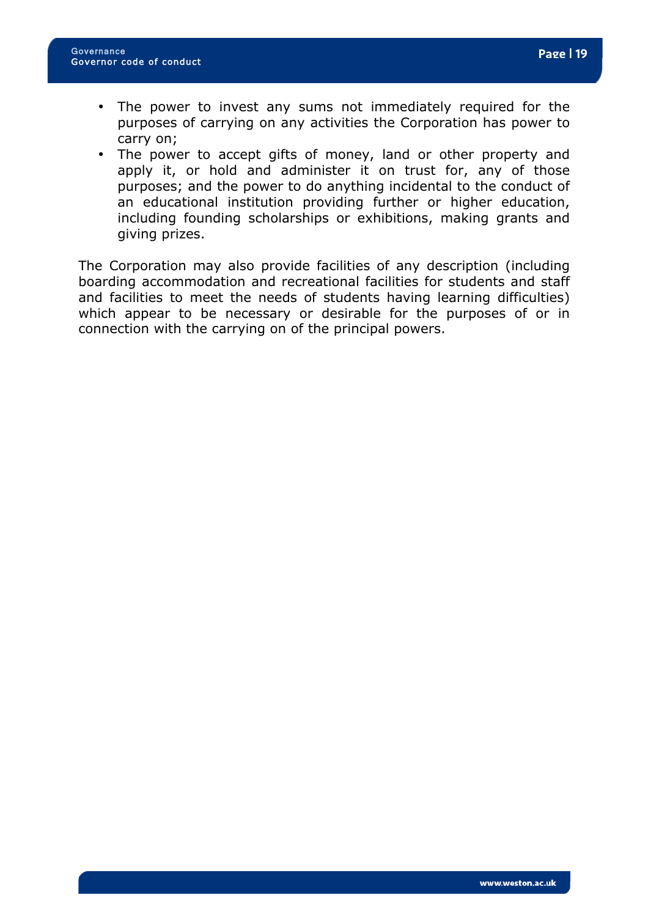- The power to invest any sums not immediately required for the purposes of carrying on any activities the Corporation has power to carry on;
- The power to accept gifts of money, land or other property and apply it, or hold and administer it on trust for, any of those purposes; and the power to do anything incidental to the conduct of an educational institution providing further or higher education, including founding scholarships or exhibitions, making grants and giving prizes.

The Corporation may also provide facilities of any description (including boarding accommodation and recreational facilities for students and staff and facilities to meet the needs of students having learning difficulties) which appear to be necessary or desirable for the purposes of or in connection with the carrying on of the principal powers.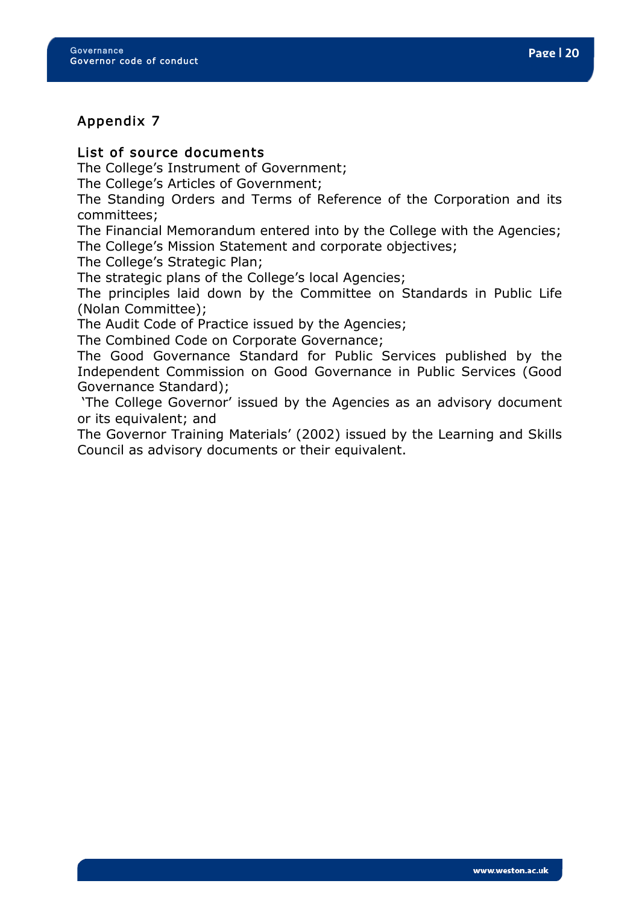## Appendix 7

### List of source documents

The College's Instrument of Government;

The College's Articles of Government;

The Standing Orders and Terms of Reference of the Corporation and its committees;

The Financial Memorandum entered into by the College with the Agencies;

The College's Mission Statement and corporate objectives;

The College's Strategic Plan;

The strategic plans of the College's local Agencies;

The principles laid down by the Committee on Standards in Public Life (Nolan Committee);

The Audit Code of Practice issued by the Agencies;

The Combined Code on Corporate Governance;

The Good Governance Standard for Public Services published by the Independent Commission on Good Governance in Public Services (Good Governance Standard);

'The College Governor' issued by the Agencies as an advisory document or its equivalent; and

The Governor Training Materials' (2002) issued by the Learning and Skills Council as advisory documents or their equivalent.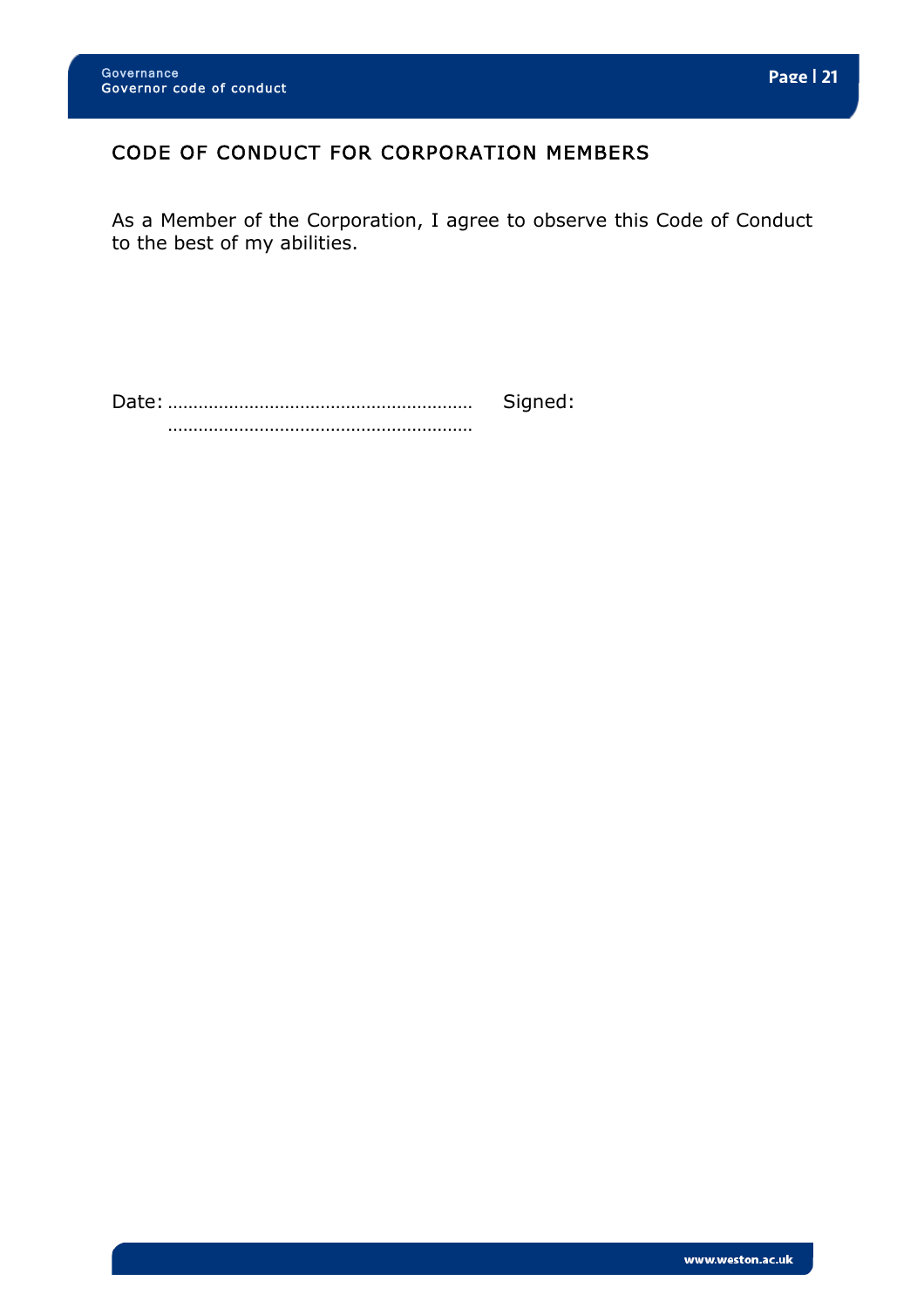## CODE OF CONDUCT FOR CORPORATION MEMBERS

As a Member of the Corporation, I agree to observe this Code of Conduct to the best of my abilities.

Date: …………………………………………………… Signed: ……………………………………………………